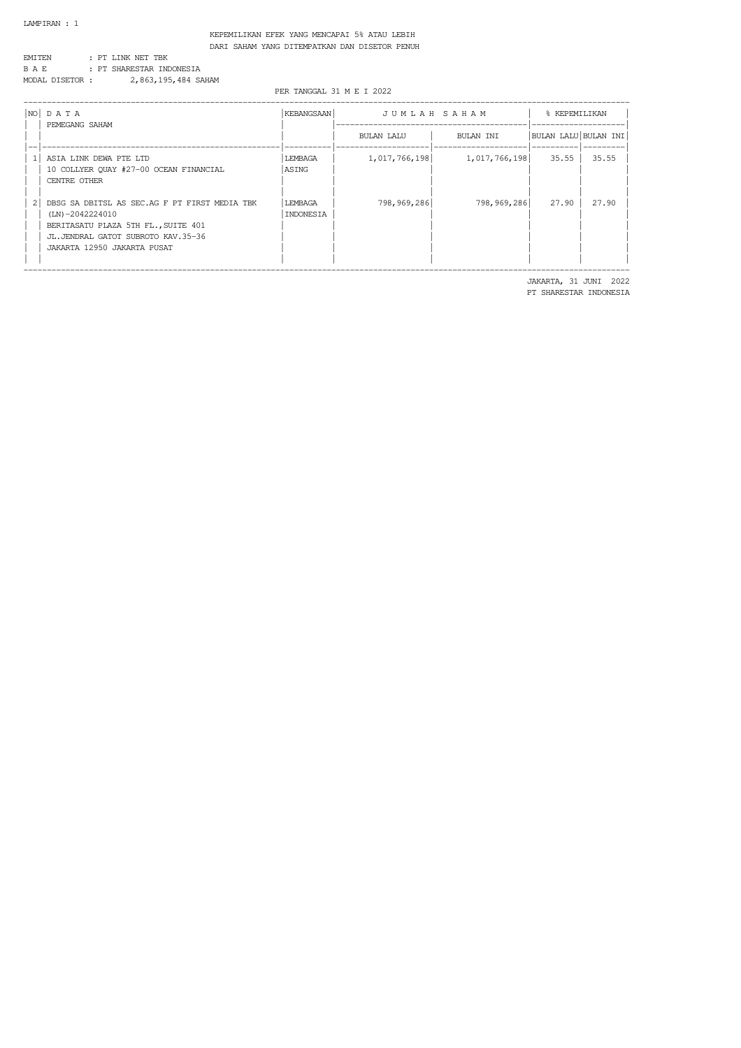LAMPIRAN : 1

KEPEMILIKAN EFEK YANG MENCAPAI 5% ATAU LEBIH
DARI SAHAM YANG DITEMPATKAN DAN DISETOR PENUH

EMITEN : PT LINK NET TBK
B A E : PT SHARESTAR INDONESIA
MODAL DISETOR : 2,863,195,484 SAHAM

PER TANGGAL 31 M E I 2022

| NO | D A T A PEMEGANG SAHAM | KEBANGSAAN | J U M L A H S A H A M | | % KEPEMILIKAN | |
|---|---|---|---|---|---|---|
| | | | BULAN LALU | BULAN INI | BULAN LALU | BULAN INI |
| 1 | ASIA LINK DEWA PTE LTD<br>10 COLLYER QUAY #27-00 OCEAN FINANCIAL CENTRE OTHER | LEMBAGA ASING | 1,017,766,198 | 1,017,766,198 | 35.55 | 35.55 |
| 2 | DBSG SA DBITSL AS SEC.AG F PT FIRST MEDIA TBK (LN)-2042224010<br>BERITASATU PLAZA 5TH FL., SUITE 401<br>JL.JENDRAL GATOT SUBROTO KAV.35-36<br>JAKARTA 12950 JAKARTA PUSAT | LEMBAGA INDONESIA | 798,969,286 | 798,969,286 | 27.90 | 27.90 |

JAKARTA, 31 JUNI 2022
PT SHARESTAR INDONESIA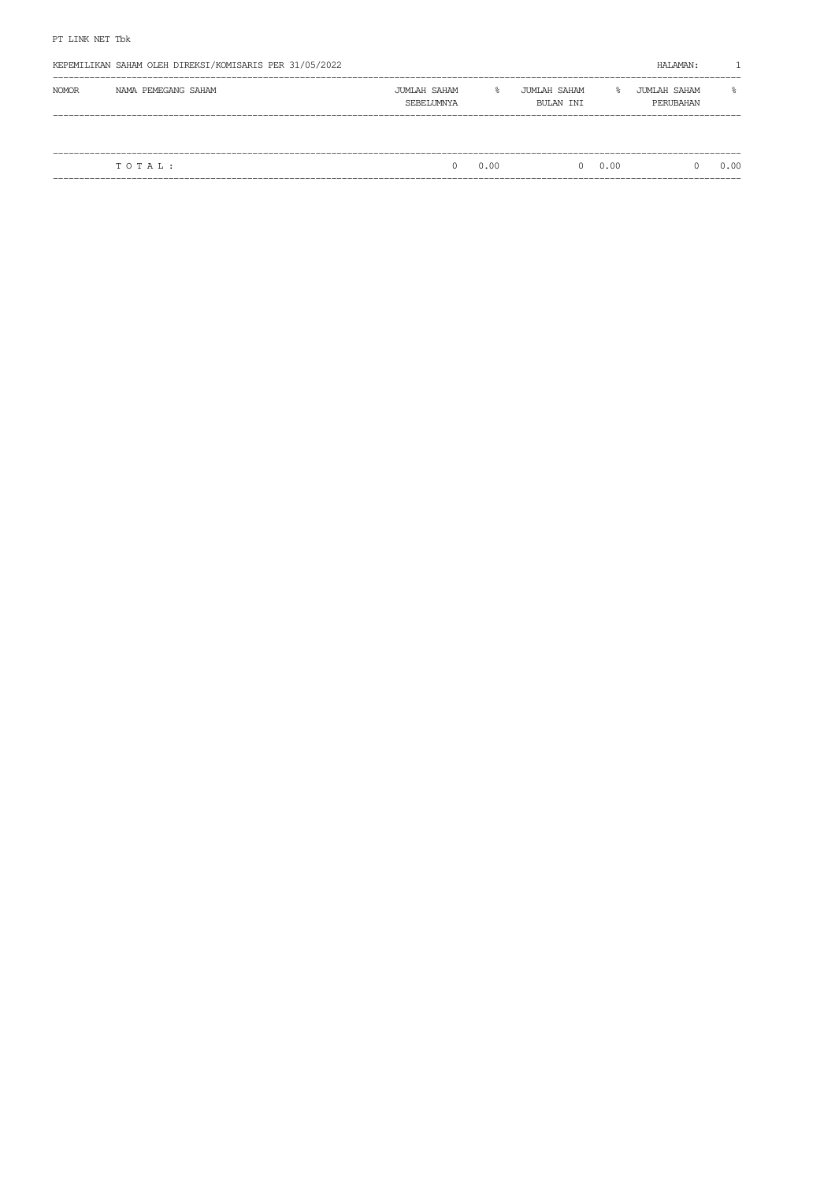PT LINK NET Tbk

KEPEMILIKAN SAHAM OLEH DIREKSI/KOMISARIS PER 31/05/2022

| NOMOR | NAMA PEMEGANG SAHAM | JUMLAH SAHAM SEBELUMNYA | % | JUMLAH SAHAM BULAN INI | % | JUMLAH SAHAM PERUBAHAN | % |
|---|---|---|---|---|---|---|---|
| | T O T A L : | 0 | 0.00 | 0 | 0.00 | 0 | 0.00 |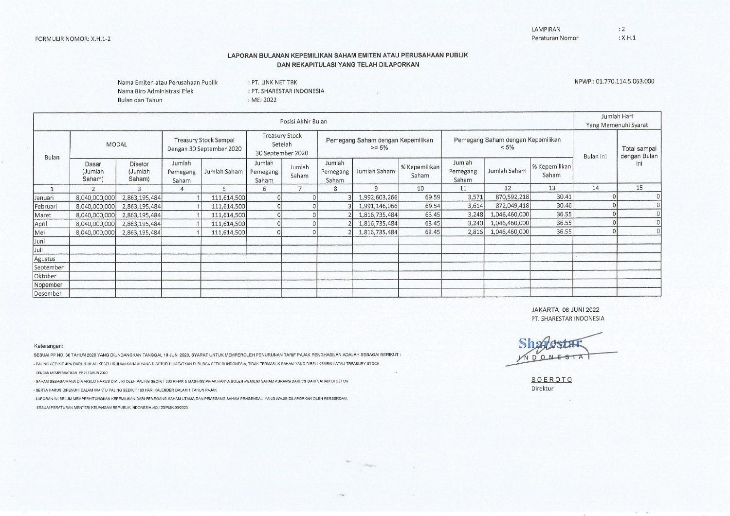FORMULIR NOMOR: X.H.1-2

LAMPIRAN : 2
Peraturan Nomor : X.H.1

## LAPORAN BULANAN KEPEMILIKAN SAHAM EMITEN ATAU PERUSAHAAN PUBLIK DAN REKAPITULASI YANG TELAH DILAPORKAN

Nama Emiten atau Perusahaan Publik : PT. LINK NET TBK
Nama Biro Administrasi Efek : PT. SHARESTAR INDONESIA
Bulan dan Tahun : MEI 2022

NPWP : 01.770.114.5.063.000

| Bulan | Posisi Akhir Bulan | | | | | | | | | | | | Jumlah Hari Yang Memenuhi Syarat | |
|---|---|---|---|---|---|---|---|---|---|---|---|---|---|---|
| | MODAL | | Treasury Stock Sampai Dengan 30 September 2020 | | Treasury Stock Setelah 30 September 2020 | | Pemegang Saham dengan Kepemilikan >= 5% | | | Pemegang Saham dengan Kepemilikan < 5% | | | Bulan Ini | Total sampai dengan Bulan Ini |
| | Dasar (Jumlah Saham) | Disetor (Jumlah Saham) | Jumlah Pemegang Saham | Jumlah Saham | Jumlah Pemegang Saham | Jumlah Saham | Jumlah Pemegang Saham | Jumlah Saham | % Kepemilikan Saham | Jumlah Pemegang Saham | Jumlah Saham | % Kepemilikan Saham | | |
| 1 | 2 | 3 | 4 | 5 | 6 | 7 | 8 | 9 | 10 | 11 | 12 | 13 | 14 | 15 |
| Januari | 8,040,000,000 | 2,863,195,484 | 1 | 111,614,500 | 0 | 0 | 3 | 1,992,603,266 | 69.59 | 3,571 | 870,592,218 | 30.41 | 0 | 0 |
| Februari | 8,040,000,000 | 2,863,195,484 | 1 | 111,614,500 | 0 | 0 | 3 | 1,991,146,066 | 69.54 | 3,614 | 872,049,418 | 30.46 | 0 | 0 |
| Maret | 8,040,000,000 | 2,863,195,484 | 1 | 111,614,500 | 0 | 0 | 2 | 1,816,735,484 | 63.45 | 3,248 | 1,046,460,000 | 36.55 | 0 | 0 |
| April | 8,040,000,000 | 2,863,195,484 | 1 | 111,614,500 | 0 | 0 | 2 | 1,816,735,484 | 63.45 | 3,240 | 1,046,460,000 | 36.55 | 0 | 0 |
| Mei | 8,040,000,000 | 2,863,195,484 | 1 | 111,614,500 | 0 | 0 | 2 | 1,816,735,484 | 63.45 | 2,816 | 1,046,460,000 | 36.55 | 0 | 0 |
| Juni | | | | | | | | | | | | | | |
| Juli | | | | | | | | | | | | | | |
| Agustus | | | | | | | | | | | | | | |
| September | | | | | | | | | | | | | | |
| Oktober | | | | | | | | | | | | | | |
| Nopember | | | | | | | | | | | | | | |
| Desember | | | | | | | | | | | | | | |

JAKARTA, 06 JUNI 2022
PT. SHARESTAR INDONESIA

Sharestar INDONESIA

SOEROTO
Direktur

Keterangan:

SESUAI PP NO. 30 TAHUN 2020 YANG DIUNDANGKAN TANGGAL 19 JUNI 2020, SYARAT UNTUK MEMPEROLEH PENURUNAN TARIF PAJAK PENGHASILAN ADALAH SEBAGAI BERIKUT :

- PALING SEDIKIT 40% DARI JUMLAH KESELURUHAN SAHAM YANG DISETOR DICATATKAN DI BURSA EFEK DI INDONESIA, TIDAK TERMASUK SAHAM YANG DIBELI KEMBALI ATAU TREASURY STOCK DENGAN MEMPERHATIKAN PP 29 TAHUN 2020
- SAHAM SEBAGAIMANA DIMAKSUD HARUS DIMILIKI OLEH PALING SEDIKIT 300 PIHAK & MASING2 PIHAK HANYA BOLEH MEMILIKI SAHAM KURANG DARI 5% DARI SAHAM DI SETOR
- SERTA HARUS DIPENUHI DALAM WAKTU PALING SEDIKIT 183 HARI KALENDER DALAM 1 TAHUN PAJAK
- LAPORAN INI BELUM MEMPERHITUNGKAN KEPEMILIKAN DARI PEMEGANG SAHAM UTAMA DAN PEMEGANG SAHAM PENGENDALI YANG WAJIB DILAPORKAN OLEH PERSEROAN, SESUAI PERATURAN MENTERI KEUANGAN REPUBLIK INDONESIA NO.123/PMK.03/2020